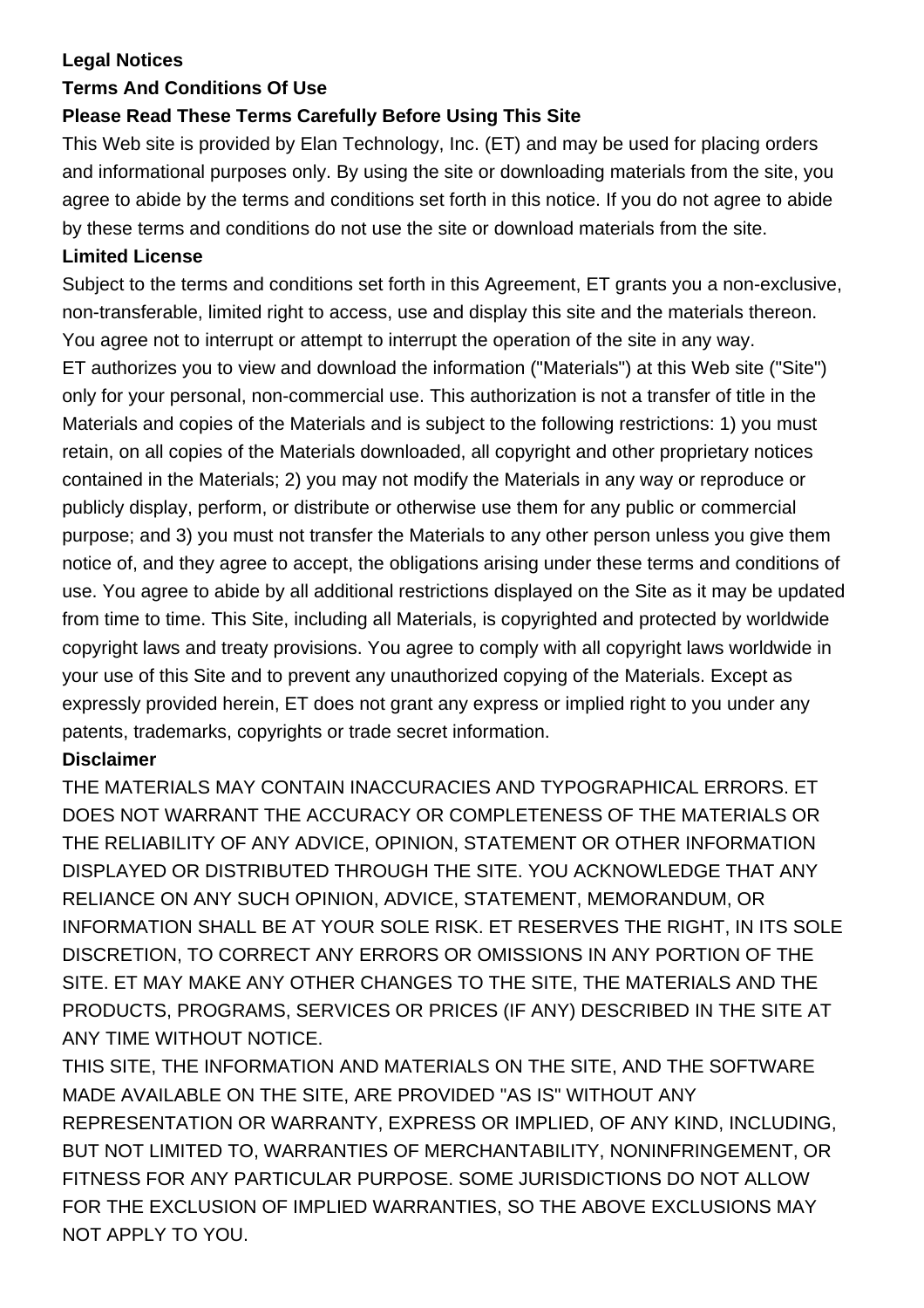**Legal Notices**

**Terms And Conditions Of Use**

**Please Read These Terms Carefully Before Using This Site**

This Web site is provided by Elan Technology, Inc. (ET) and may be used for placing orders and informational purposes only. By using the site or downloading materials from the site, you agree to abide by the terms and conditions set forth in this notice. If you do not agree to abide by these terms and conditions do not use the site or download materials from the site.

**Limited License**

Subject to the terms and conditions set forth in this Agreement, ET grants you a non-exclusive, non-transferable, limited right to access, use and display this site and the materials thereon. You agree not to interrupt or attempt to interrupt the operation of the site in any way.

ET authorizes you to view and download the information ("Materials") at this Web site ("Site") only for your personal, non-commercial use. This authorization is not a transfer of title in the Materials and copies of the Materials and is subject to the following restrictions: 1) you must retain, on all copies of the Materials downloaded, all copyright and other proprietary notices contained in the Materials; 2) you may not modify the Materials in any way or reproduce or publicly display, perform, or distribute or otherwise use them for any public or commercial purpose; and 3) you must not transfer the Materials to any other person unless you give them notice of, and they agree to accept, the obligations arising under these terms and conditions of use. You agree to abide by all additional restrictions displayed on the Site as it may be updated from time to time. This Site, including all Materials, is copyrighted and protected by worldwide copyright laws and treaty provisions. You agree to comply with all copyright laws worldwide in your use of this Site and to prevent any unauthorized copying of the Materials. Except as expressly provided herein, ET does not grant any express or implied right to you under any patents, trademarks, copyrights or trade secret information.

**Disclaimer**

THE MATERIALS MAY CONTAIN INACCURACIES AND TYPOGRAPHICAL ERRORS. ET DOES NOT WARRANT THE ACCURACY OR COMPLETENESS OF THE MATERIALS OR THE RELIABILITY OF ANY ADVICE, OPINION, STATEMENT OR OTHER INFORMATION DISPLAYED OR DISTRIBUTED THROUGH THE SITE. YOU ACKNOWLEDGE THAT ANY RELIANCE ON ANY SUCH OPINION, ADVICE, STATEMENT, MEMORANDUM, OR INFORMATION SHALL BE AT YOUR SOLE RISK. ET RESERVES THE RIGHT, IN ITS SOLE DISCRETION, TO CORRECT ANY ERRORS OR OMISSIONS IN ANY PORTION OF THE SITE. ET MAY MAKE ANY OTHER CHANGES TO THE SITE, THE MATERIALS AND THE PRODUCTS, PROGRAMS, SERVICES OR PRICES (IF ANY) DESCRIBED IN THE SITE AT ANY TIME WITHOUT NOTICE.

THIS SITE, THE INFORMATION AND MATERIALS ON THE SITE, AND THE SOFTWARE MADE AVAILABLE ON THE SITE, ARE PROVIDED "AS IS" WITHOUT ANY REPRESENTATION OR WARRANTY, EXPRESS OR IMPLIED, OF ANY KIND, INCLUDING, BUT NOT LIMITED TO, WARRANTIES OF MERCHANTABILITY, NONINFRINGEMENT, OR FITNESS FOR ANY PARTICULAR PURPOSE. SOME JURISDICTIONS DO NOT ALLOW FOR THE EXCLUSION OF IMPLIED WARRANTIES, SO THE ABOVE EXCLUSIONS MAY NOT APPLY TO YOU.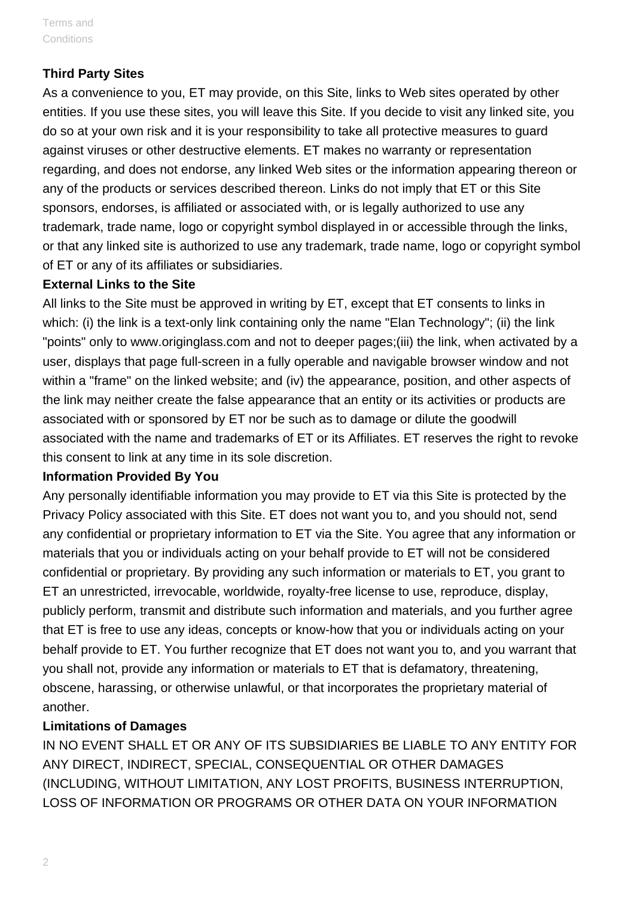**Third Party Sites**

As a convenience to you, ET may provide, on this Site, links to Web sites operated by other entities. If you use these sites, you will leave this Site. If you decide to visit any linked site, you do so at your own risk and it is your responsibility to take all protective measures to guard against viruses or other destructive elements. ET makes no warranty or representation regarding, and does not endorse, any linked Web sites or the information appearing thereon or any of the products or services described thereon. Links do not imply that ET or this Site sponsors, endorses, is affiliated or associated with, or is legally authorized to use any trademark, trade name, logo or copyright symbol displayed in or accessible through the links, or that any linked site is authorized to use any trademark, trade name, logo or copyright symbol of ET or any of its affiliates or subsidiaries.

**External Links to the Site**

All links to the Site must be approved in writing by ET, except that ET consents to links in which: (i) the link is a text-only link containing only the name "Elan Technology"; (ii) the link "points" only to www.originglass.com and not to deeper pages;(iii) the link, when activated by a user, displays that page full-screen in a fully operable and navigable browser window and not within a "frame" on the linked website; and (iv) the appearance, position, and other aspects of the link may neither create the false appearance that an entity or its activities or products are associated with or sponsored by ET nor be such as to damage or dilute the goodwill associated with the name and trademarks of ET or its Affiliates. ET reserves the right to revoke this consent to link at any time in its sole discretion.

**Information Provided By You**

Any personally identifiable information you may provide to ET via this Site is protected by the Privacy Policy associated with this Site. ET does not want you to, and you should not, send any confidential or proprietary information to ET via the Site. You agree that any information or materials that you or individuals acting on your behalf provide to ET will not be considered confidential or proprietary. By providing any such information or materials to ET, you grant to ET an unrestricted, irrevocable, worldwide, royalty-free license to use, reproduce, display, publicly perform, transmit and distribute such information and materials, and you further agree that ET is free to use any ideas, concepts or know-how that you or individuals acting on your behalf provide to ET. You further recognize that ET does not want you to, and you warrant that you shall not, provide any information or materials to ET that is defamatory, threatening, obscene, harassing, or otherwise unlawful, or that incorporates the proprietary material of another.

**Limitations of Damages**

IN NO EVENT SHALL ET OR ANY OF ITS SUBSIDIARIES BE LIABLE TO ANY ENTITY FOR ANY DIRECT, INDIRECT, SPECIAL, CONSEQUENTIAL OR OTHER DAMAGES (INCLUDING, WITHOUT LIMITATION, ANY LOST PROFITS, BUSINESS INTERRUPTION, LOSS OF INFORMATION OR PROGRAMS OR OTHER DATA ON YOUR INFORMATION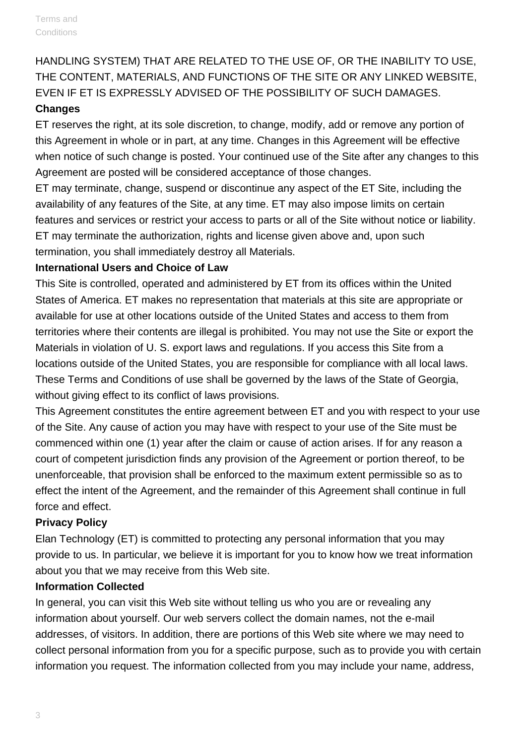HANDLING SYSTEM) THAT ARE RELATED TO THE USE OF, OR THE INABILITY TO USE, THE CONTENT, MATERIALS, AND FUNCTIONS OF THE SITE OR ANY LINKED WEBSITE, EVEN IF ET IS EXPRESSLY ADVISED OF THE POSSIBILITY OF SUCH DAMAGES.

**Changes**

ET reserves the right, at its sole discretion, to change, modify, add or remove any portion of this Agreement in whole or in part, at any time. Changes in this Agreement will be effective when notice of such change is posted. Your continued use of the Site after any changes to this Agreement are posted will be considered acceptance of those changes.

ET may terminate, change, suspend or discontinue any aspect of the ET Site, including the availability of any features of the Site, at any time. ET may also impose limits on certain features and services or restrict your access to parts or all of the Site without notice or liability. ET may terminate the authorization, rights and license given above and, upon such termination, you shall immediately destroy all Materials.

**International Users and Choice of Law**

This Site is controlled, operated and administered by ET from its offices within the United States of America. ET makes no representation that materials at this site are appropriate or available for use at other locations outside of the United States and access to them from territories where their contents are illegal is prohibited. You may not use the Site or export the Materials in violation of U. S. export laws and regulations. If you access this Site from a locations outside of the United States, you are responsible for compliance with all local laws. These Terms and Conditions of use shall be governed by the laws of the State of Georgia, without giving effect to its conflict of laws provisions.

This Agreement constitutes the entire agreement between ET and you with respect to your use of the Site. Any cause of action you may have with respect to your use of the Site must be commenced within one (1) year after the claim or cause of action arises. If for any reason a court of competent jurisdiction finds any provision of the Agreement or portion thereof, to be unenforceable, that provision shall be enforced to the maximum extent permissible so as to effect the intent of the Agreement, and the remainder of this Agreement shall continue in full force and effect.

**Privacy Policy**

Elan Technology (ET) is committed to protecting any personal information that you may provide to us. In particular, we believe it is important for you to know how we treat information about you that we may receive from this Web site.

**Information Collected**

In general, you can visit this Web site without telling us who you are or revealing any information about yourself. Our web servers collect the domain names, not the e-mail addresses, of visitors. In addition, there are portions of this Web site where we may need to collect personal information from you for a specific purpose, such as to provide you with certain information you request. The information collected from you may include your name, address,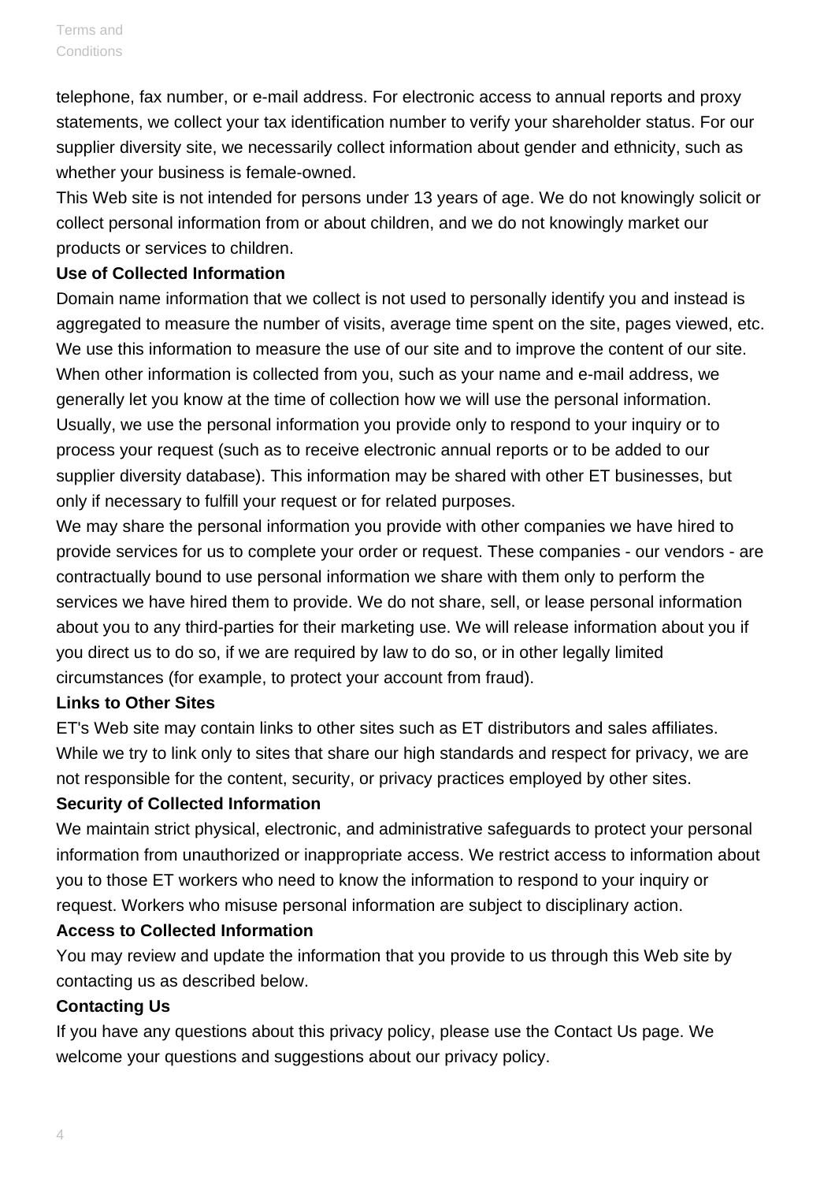telephone, fax number, or e-mail address. For electronic access to annual reports and proxy statements, we collect your tax identification number to verify your shareholder status. For our supplier diversity site, we necessarily collect information about gender and ethnicity, such as whether your business is female-owned.

This Web site is not intended for persons under 13 years of age. We do not knowingly solicit or collect personal information from or about children, and we do not knowingly market our products or services to children.

**Use of Collected Information**

Domain name information that we collect is not used to personally identify you and instead is aggregated to measure the number of visits, average time spent on the site, pages viewed, etc. We use this information to measure the use of our site and to improve the content of our site. When other information is collected from you, such as your name and e-mail address, we generally let you know at the time of collection how we will use the personal information. Usually, we use the personal information you provide only to respond to your inquiry or to process your request (such as to receive electronic annual reports or to be added to our supplier diversity database). This information may be shared with other ET businesses, but only if necessary to fulfill your request or for related purposes.

We may share the personal information you provide with other companies we have hired to provide services for us to complete your order or request. These companies - our vendors - are contractually bound to use personal information we share with them only to perform the services we have hired them to provide. We do not share, sell, or lease personal information about you to any third-parties for their marketing use. We will release information about you if you direct us to do so, if we are required by law to do so, or in other legally limited circumstances (for example, to protect your account from fraud).

**Links to Other Sites**

ET's Web site may contain links to other sites such as ET distributors and sales affiliates. While we try to link only to sites that share our high standards and respect for privacy, we are not responsible for the content, security, or privacy practices employed by other sites.

**Security of Collected Information**

We maintain strict physical, electronic, and administrative safeguards to protect your personal information from unauthorized or inappropriate access. We restrict access to information about you to those ET workers who need to know the information to respond to your inquiry or request. Workers who misuse personal information are subject to disciplinary action.

**Access to Collected Information**

You may review and update the information that you provide to us through this Web site by contacting us as described below.

**Contacting Us**

If you have any questions about this privacy policy, please use the Contact Us page. We welcome your questions and suggestions about our privacy policy.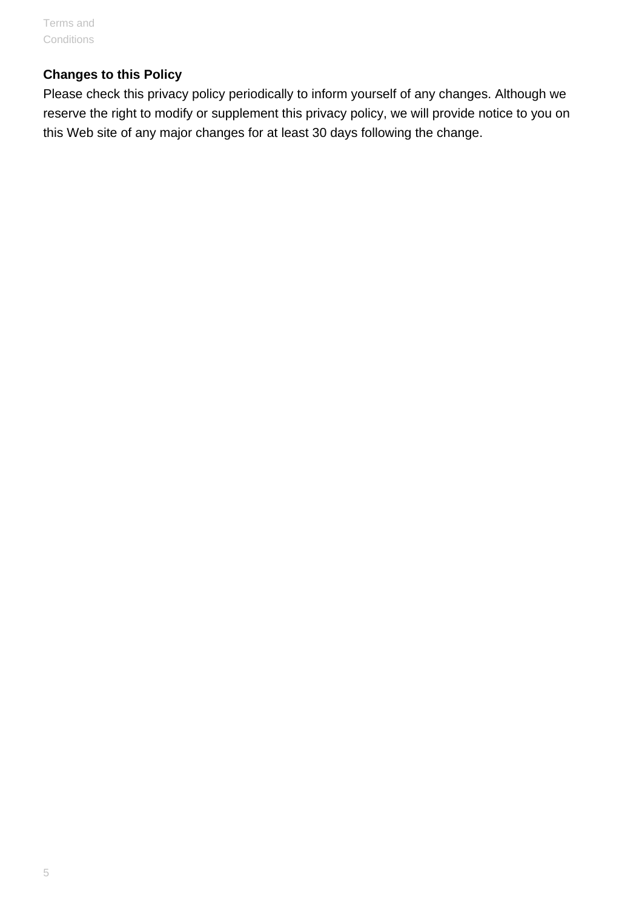**Changes to this Policy**

Please check this privacy policy periodically to inform yourself of any changes. Although we reserve the right to modify or supplement this privacy policy, we will provide notice to you on this Web site of any major changes for at least 30 days following the change.